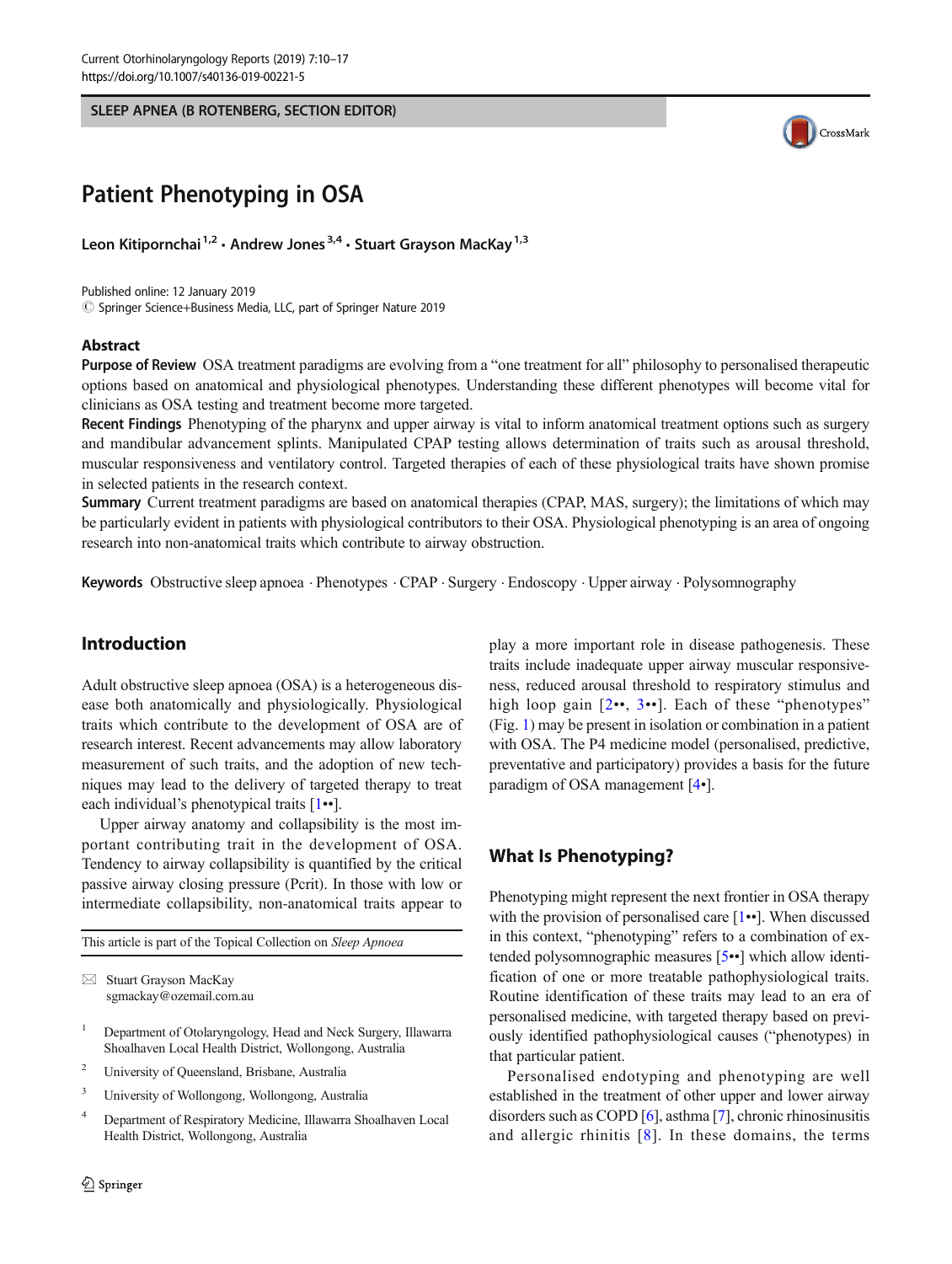SLEEP APNEA (B ROTENBERG, SECTION EDITOR)

# Patient Phenotyping in OSA

Leon Kitipornchai[1,2] · Andrew Jones[3,4] · Stuart Grayson MacKay[1,3]

Published online: 12 January 2019
© Springer Science+Business Media, LLC, part of Springer Nature 2019

## Abstract

**Purpose of Review** OSA treatment paradigms are evolving from a "one treatment for all" philosophy to personalised therapeutic options based on anatomical and physiological phenotypes. Understanding these different phenotypes will become vital for clinicians as OSA testing and treatment become more targeted.

**Recent Findings** Phenotyping of the pharynx and upper airway is vital to inform anatomical treatment options such as surgery and mandibular advancement splints. Manipulated CPAP testing allows determination of traits such as arousal threshold, muscular responsiveness and ventilatory control. Targeted therapies of each of these physiological traits have shown promise in selected patients in the research context.

**Summary** Current treatment paradigms are based on anatomical therapies (CPAP, MAS, surgery); the limitations of which may be particularly evident in patients with physiological contributors to their OSA. Physiological phenotyping is an area of ongoing research into non-anatomical traits which contribute to airway obstruction.

**Keywords** Obstructive sleep apnoea · Phenotypes · CPAP · Surgery · Endoscopy · Upper airway · Polysomnography

## Introduction

Adult obstructive sleep apnoea (OSA) is a heterogeneous disease both anatomically and physiologically. Physiological traits which contribute to the development of OSA are of research interest. Recent advancements may allow laboratory measurement of such traits, and the adoption of new techniques may lead to the delivery of targeted therapy to treat each individual's phenotypical traits [1••].

Upper airway anatomy and collapsibility is the most important contributing trait in the development of OSA. Tendency to airway collapsibility is quantified by the critical passive airway closing pressure (Pcrit). In those with low or intermediate collapsibility, non-anatomical traits appear to play a more important role in disease pathogenesis. These traits include inadequate upper airway muscular responsiveness, reduced arousal threshold to respiratory stimulus and high loop gain [2••, 3••]. Each of these "phenotypes" (Fig. 1) may be present in isolation or combination in a patient with OSA. The P4 medicine model (personalised, predictive, preventative and participatory) provides a basis for the future paradigm of OSA management [4•].

## What Is Phenotyping?

Phenotyping might represent the next frontier in OSA therapy with the provision of personalised care [1••]. When discussed in this context, "phenotyping" refers to a combination of extended polysomnographic measures [5••] which allow identification of one or more treatable pathophysiological traits. Routine identification of these traits may lead to an era of personalised medicine, with targeted therapy based on previously identified pathophysiological causes ("phenotypes") in that particular patient.

Personalised endotyping and phenotyping are well established in the treatment of other upper and lower airway disorders such as COPD [6], asthma [7], chronic rhinosinusitis and allergic rhinitis [8]. In these domains, the terms

---

This article is part of the Topical Collection on *Sleep Apnoea*

✉ Stuart Grayson MacKay
sgmackay@ozemail.com.au

1 Department of Otolaryngology, Head and Neck Surgery, Illawarra Shoalhaven Local Health District, Wollongong, Australia

2 University of Queensland, Brisbane, Australia

3 University of Wollongong, Wollongong, Australia

4 Department of Respiratory Medicine, Illawarra Shoalhaven Local Health District, Wollongong, Australia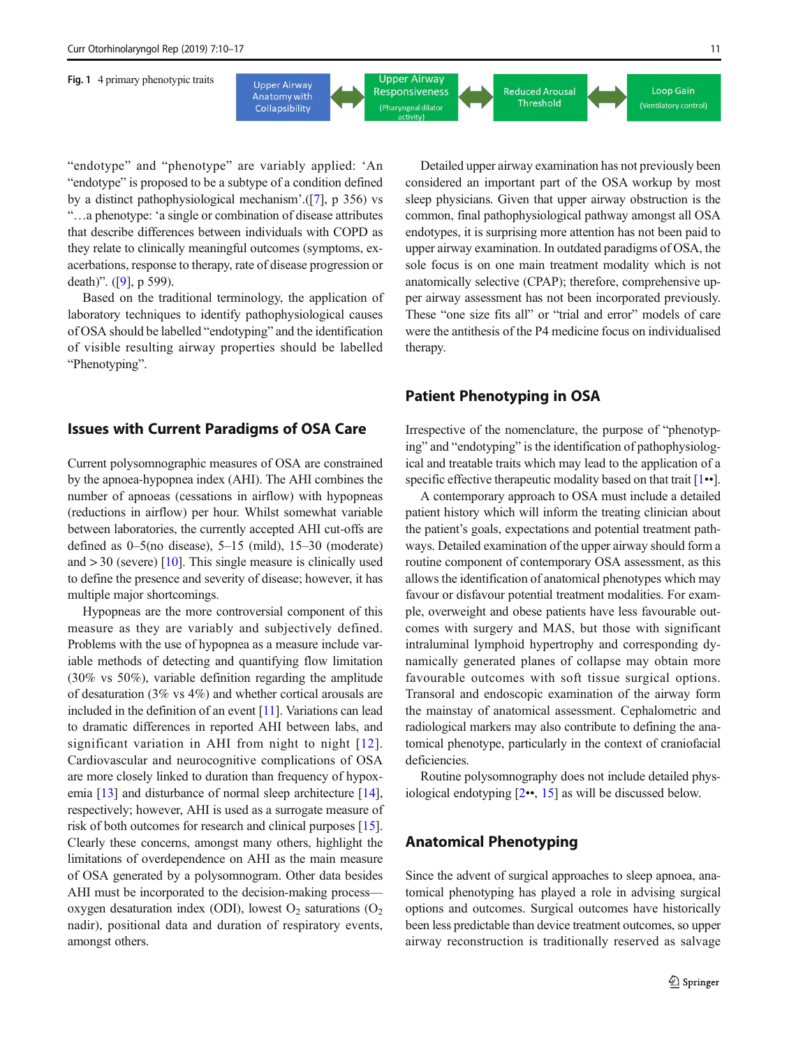**Fig. 1** 4 primary phenotypic traits

Upper Airway Anatomy with Collapsibility ⟷ Upper Airway Responsiveness (Pharyngeal dilator activity) ⟷ Reduced Arousal Threshold ⟷ Loop Gain (Ventilatory control)

"endotype" and "phenotype" are variably applied: 'An "endotype" is proposed to be a subtype of a condition defined by a distinct pathophysiological mechanism'.([7], p 356) vs "…a phenotype: 'a single or combination of disease attributes that describe differences between individuals with COPD as they relate to clinically meaningful outcomes (symptoms, exacerbations, response to therapy, rate of disease progression or death)". ([9], p 599).

Based on the traditional terminology, the application of laboratory techniques to identify pathophysiological causes of OSA should be labelled "endotyping" and the identification of visible resulting airway properties should be labelled "Phenotyping".

## Issues with Current Paradigms of OSA Care

Current polysomnographic measures of OSA are constrained by the apnoea-hypopnea index (AHI). The AHI combines the number of apnoeas (cessations in airflow) with hypopneas (reductions in airflow) per hour. Whilst somewhat variable between laboratories, the currently accepted AHI cut-offs are defined as 0–5(no disease), 5–15 (mild), 15–30 (moderate) and > 30 (severe) [10]. This single measure is clinically used to define the presence and severity of disease; however, it has multiple major shortcomings.

Hypopneas are the more controversial component of this measure as they are variably and subjectively defined. Problems with the use of hypopnea as a measure include variable methods of detecting and quantifying flow limitation (30% vs 50%), variable definition regarding the amplitude of desaturation (3% vs 4%) and whether cortical arousals are included in the definition of an event [11]. Variations can lead to dramatic differences in reported AHI between labs, and significant variation in AHI from night to night [12]. Cardiovascular and neurocognitive complications of OSA are more closely linked to duration than frequency of hypoxemia [13] and disturbance of normal sleep architecture [14], respectively; however, AHI is used as a surrogate measure of risk of both outcomes for research and clinical purposes [15]. Clearly these concerns, amongst many others, highlight the limitations of overdependence on AHI as the main measure of OSA generated by a polysomnogram. Other data besides AHI must be incorporated to the decision-making process—oxygen desaturation index (ODI), lowest $O_2$ saturations ($O_2$ nadir), positional data and duration of respiratory events, amongst others.

Detailed upper airway examination has not previously been considered an important part of the OSA workup by most sleep physicians. Given that upper airway obstruction is the common, final pathophysiological pathway amongst all OSA endotypes, it is surprising more attention has not been paid to upper airway examination. In outdated paradigms of OSA, the sole focus is on one main treatment modality which is not anatomically selective (CPAP); therefore, comprehensive upper airway assessment has not been incorporated previously. These "one size fits all" or "trial and error" models of care were the antithesis of the P4 medicine focus on individualised therapy.

## Patient Phenotyping in OSA

Irrespective of the nomenclature, the purpose of "phenotyping" and "endotyping" is the identification of pathophysiological and treatable traits which may lead to the application of a specific effective therapeutic modality based on that trait [1••].

A contemporary approach to OSA must include a detailed patient history which will inform the treating clinician about the patient's goals, expectations and potential treatment pathways. Detailed examination of the upper airway should form a routine component of contemporary OSA assessment, as this allows the identification of anatomical phenotypes which may favour or disfavour potential treatment modalities. For example, overweight and obese patients have less favourable outcomes with surgery and MAS, but those with significant intraluminal lymphoid hypertrophy and corresponding dynamically generated planes of collapse may obtain more favourable outcomes with soft tissue surgical options. Transoral and endoscopic examination of the airway form the mainstay of anatomical assessment. Cephalometric and radiological markers may also contribute to defining the anatomical phenotype, particularly in the context of craniofacial deficiencies.

Routine polysomnography does not include detailed physiological endotyping [2••, 15] as will be discussed below.

## Anatomical Phenotyping

Since the advent of surgical approaches to sleep apnoea, anatomical phenotyping has played a role in advising surgical options and outcomes. Surgical outcomes have historically been less predictable than device treatment outcomes, so upper airway reconstruction is traditionally reserved as salvage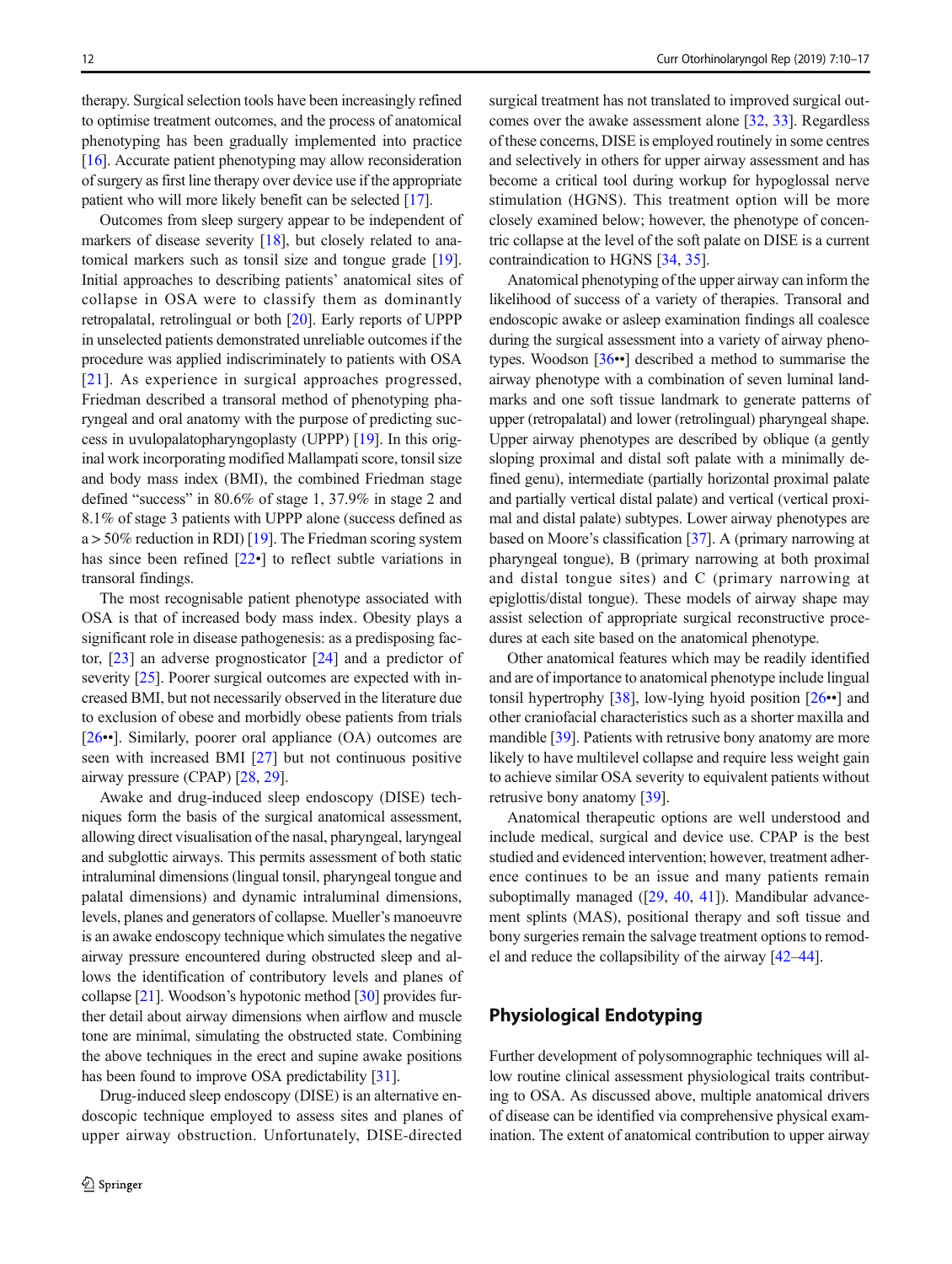therapy. Surgical selection tools have been increasingly refined to optimise treatment outcomes, and the process of anatomical phenotyping has been gradually implemented into practice [16]. Accurate patient phenotyping may allow reconsideration of surgery as first line therapy over device use if the appropriate patient who will more likely benefit can be selected [17].

Outcomes from sleep surgery appear to be independent of markers of disease severity [18], but closely related to anatomical markers such as tonsil size and tongue grade [19]. Initial approaches to describing patients' anatomical sites of collapse in OSA were to classify them as dominantly retropalatal, retrolingual or both [20]. Early reports of UPPP in unselected patients demonstrated unreliable outcomes if the procedure was applied indiscriminately to patients with OSA [21]. As experience in surgical approaches progressed, Friedman described a transoral method of phenotyping pharyngeal and oral anatomy with the purpose of predicting success in uvulopalatopharyngoplasty (UPPP) [19]. In this original work incorporating modified Mallampati score, tonsil size and body mass index (BMI), the combined Friedman stage defined "success" in 80.6% of stage 1, 37.9% in stage 2 and 8.1% of stage 3 patients with UPPP alone (success defined as a > 50% reduction in RDI) [19]. The Friedman scoring system has since been refined [22•] to reflect subtle variations in transoral findings.

The most recognisable patient phenotype associated with OSA is that of increased body mass index. Obesity plays a significant role in disease pathogenesis: as a predisposing factor, [23] an adverse prognosticator [24] and a predictor of severity [25]. Poorer surgical outcomes are expected with increased BMI, but not necessarily observed in the literature due to exclusion of obese and morbidly obese patients from trials [26••]. Similarly, poorer oral appliance (OA) outcomes are seen with increased BMI [27] but not continuous positive airway pressure (CPAP) [28, 29].

Awake and drug-induced sleep endoscopy (DISE) techniques form the basis of the surgical anatomical assessment, allowing direct visualisation of the nasal, pharyngeal, laryngeal and subglottic airways. This permits assessment of both static intraluminal dimensions (lingual tonsil, pharyngeal tongue and palatal dimensions) and dynamic intraluminal dimensions, levels, planes and generators of collapse. Mueller's manoeuvre is an awake endoscopy technique which simulates the negative airway pressure encountered during obstructed sleep and allows the identification of contributory levels and planes of collapse [21]. Woodson's hypotonic method [30] provides further detail about airway dimensions when airflow and muscle tone are minimal, simulating the obstructed state. Combining the above techniques in the erect and supine awake positions has been found to improve OSA predictability [31].

Drug-induced sleep endoscopy (DISE) is an alternative endoscopic technique employed to assess sites and planes of upper airway obstruction. Unfortunately, DISE-directed surgical treatment has not translated to improved surgical outcomes over the awake assessment alone [32, 33]. Regardless of these concerns, DISE is employed routinely in some centres and selectively in others for upper airway assessment and has become a critical tool during workup for hypoglossal nerve stimulation (HGNS). This treatment option will be more closely examined below; however, the phenotype of concentric collapse at the level of the soft palate on DISE is a current contraindication to HGNS [34, 35].

Anatomical phenotyping of the upper airway can inform the likelihood of success of a variety of therapies. Transoral and endoscopic awake or asleep examination findings all coalesce during the surgical assessment into a variety of airway phenotypes. Woodson [36••] described a method to summarise the airway phenotype with a combination of seven luminal landmarks and one soft tissue landmark to generate patterns of upper (retropalatal) and lower (retrolingual) pharyngeal shape. Upper airway phenotypes are described by oblique (a gently sloping proximal and distal soft palate with a minimally defined genu), intermediate (partially horizontal proximal palate and partially vertical distal palate) and vertical (vertical proximal and distal palate) subtypes. Lower airway phenotypes are based on Moore's classification [37]. A (primary narrowing at pharyngeal tongue), B (primary narrowing at both proximal and distal tongue sites) and C (primary narrowing at epiglottis/distal tongue). These models of airway shape may assist selection of appropriate surgical reconstructive procedures at each site based on the anatomical phenotype.

Other anatomical features which may be readily identified and are of importance to anatomical phenotype include lingual tonsil hypertrophy [38], low-lying hyoid position [26••] and other craniofacial characteristics such as a shorter maxilla and mandible [39]. Patients with retrusive bony anatomy are more likely to have multilevel collapse and require less weight gain to achieve similar OSA severity to equivalent patients without retrusive bony anatomy [39].

Anatomical therapeutic options are well understood and include medical, surgical and device use. CPAP is the best studied and evidenced intervention; however, treatment adherence continues to be an issue and many patients remain suboptimally managed ([29, 40, 41]). Mandibular advancement splints (MAS), positional therapy and soft tissue and bony surgeries remain the salvage treatment options to remodel and reduce the collapsibility of the airway [42–44].

## Physiological Endotyping

Further development of polysomnographic techniques will allow routine clinical assessment physiological traits contributing to OSA. As discussed above, multiple anatomical drivers of disease can be identified via comprehensive physical examination. The extent of anatomical contribution to upper airway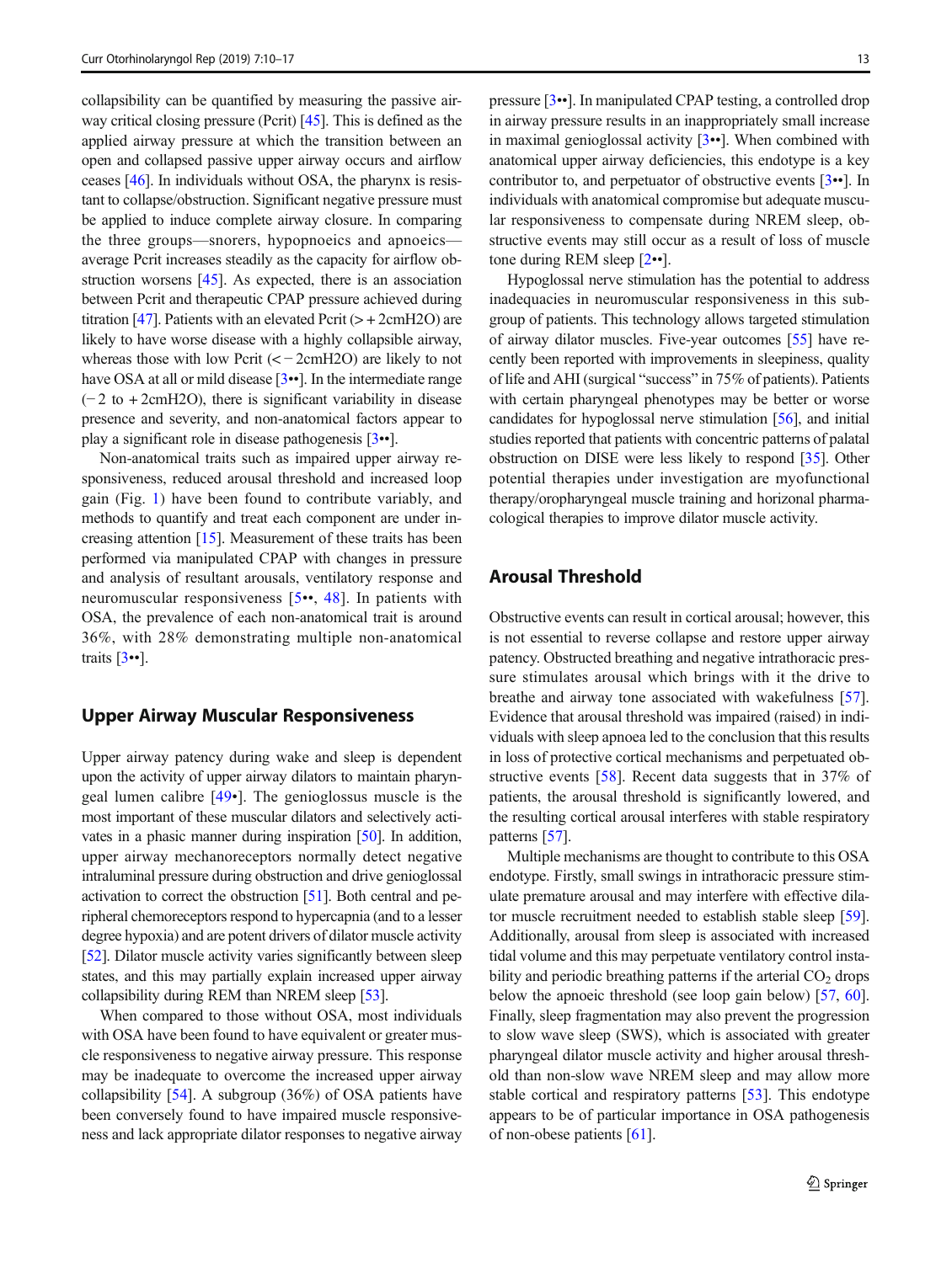collapsibility can be quantified by measuring the passive airway critical closing pressure (Pcrit) [45]. This is defined as the applied airway pressure at which the transition between an open and collapsed passive upper airway occurs and airflow ceases [46]. In individuals without OSA, the pharynx is resistant to collapse/obstruction. Significant negative pressure must be applied to induce complete airway closure. In comparing the three groups—snorers, hypopnoeics and apnoeics—average Pcrit increases steadily as the capacity for airflow obstruction worsens [45]. As expected, there is an association between Pcrit and therapeutic CPAP pressure achieved during titration [47]. Patients with an elevated Pcrit (> + 2cmH2O) are likely to have worse disease with a highly collapsible airway, whereas those with low Pcrit (< − 2cmH2O) are likely to not have OSA at all or mild disease [3••]. In the intermediate range (− 2 to + 2cmH2O), there is significant variability in disease presence and severity, and non-anatomical factors appear to play a significant role in disease pathogenesis [3••].

Non-anatomical traits such as impaired upper airway responsiveness, reduced arousal threshold and increased loop gain (Fig. 1) have been found to contribute variably, and methods to quantify and treat each component are under increasing attention [15]. Measurement of these traits has been performed via manipulated CPAP with changes in pressure and analysis of resultant arousals, ventilatory response and neuromuscular responsiveness [5••, 48]. In patients with OSA, the prevalence of each non-anatomical trait is around 36%, with 28% demonstrating multiple non-anatomical traits [3••].

## Upper Airway Muscular Responsiveness

Upper airway patency during wake and sleep is dependent upon the activity of upper airway dilators to maintain pharyngeal lumen calibre [49•]. The genioglossus muscle is the most important of these muscular dilators and selectively activates in a phasic manner during inspiration [50]. In addition, upper airway mechanoreceptors normally detect negative intraluminal pressure during obstruction and drive genioglossal activation to correct the obstruction [51]. Both central and peripheral chemoreceptors respond to hypercapnia (and to a lesser degree hypoxia) and are potent drivers of dilator muscle activity [52]. Dilator muscle activity varies significantly between sleep states, and this may partially explain increased upper airway collapsibility during REM than NREM sleep [53].

When compared to those without OSA, most individuals with OSA have been found to have equivalent or greater muscle responsiveness to negative airway pressure. This response may be inadequate to overcome the increased upper airway collapsibility [54]. A subgroup (36%) of OSA patients have been conversely found to have impaired muscle responsiveness and lack appropriate dilator responses to negative airway pressure [3••]. In manipulated CPAP testing, a controlled drop in airway pressure results in an inappropriately small increase in maximal genioglossal activity [3••]. When combined with anatomical upper airway deficiencies, this endotype is a key contributor to, and perpetuator of obstructive events [3••]. In individuals with anatomical compromise but adequate muscular responsiveness to compensate during NREM sleep, obstructive events may still occur as a result of loss of muscle tone during REM sleep [2••].

Hypoglossal nerve stimulation has the potential to address inadequacies in neuromuscular responsiveness in this subgroup of patients. This technology allows targeted stimulation of airway dilator muscles. Five-year outcomes [55] have recently been reported with improvements in sleepiness, quality of life and AHI (surgical "success" in 75% of patients). Patients with certain pharyngeal phenotypes may be better or worse candidates for hypoglossal nerve stimulation [56], and initial studies reported that patients with concentric patterns of palatal obstruction on DISE were less likely to respond [35]. Other potential therapies under investigation are myofunctional therapy/oropharyngeal muscle training and horizonal pharmacological therapies to improve dilator muscle activity.

## Arousal Threshold

Obstructive events can result in cortical arousal; however, this is not essential to reverse collapse and restore upper airway patency. Obstructed breathing and negative intrathoracic pressure stimulates arousal which brings with it the drive to breathe and airway tone associated with wakefulness [57]. Evidence that arousal threshold was impaired (raised) in individuals with sleep apnoea led to the conclusion that this results in loss of protective cortical mechanisms and perpetuated obstructive events [58]. Recent data suggests that in 37% of patients, the arousal threshold is significantly lowered, and the resulting cortical arousal interferes with stable respiratory patterns [57].

Multiple mechanisms are thought to contribute to this OSA endotype. Firstly, small swings in intrathoracic pressure stimulate premature arousal and may interfere with effective dilator muscle recruitment needed to establish stable sleep [59]. Additionally, arousal from sleep is associated with increased tidal volume and this may perpetuate ventilatory control instability and periodic breathing patterns if the arterial $CO_2$ drops below the apnoeic threshold (see loop gain below) [57, 60]. Finally, sleep fragmentation may also prevent the progression to slow wave sleep (SWS), which is associated with greater pharyngeal dilator muscle activity and higher arousal threshold than non-slow wave NREM sleep and may allow more stable cortical and respiratory patterns [53]. This endotype appears to be of particular importance in OSA pathogenesis of non-obese patients [61].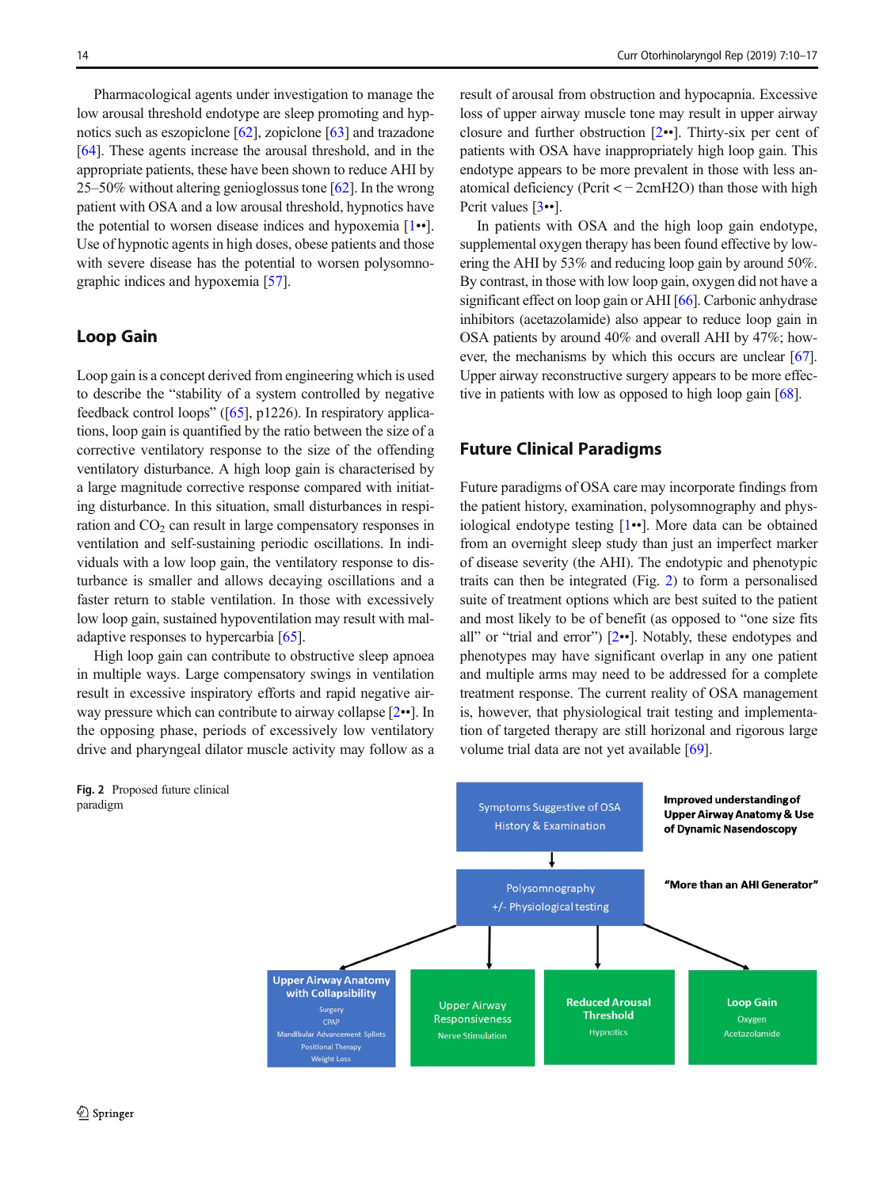Pharmacological agents under investigation to manage the low arousal threshold endotype are sleep promoting and hypnotics such as eszopiclone [62], zopiclone [63] and trazadone [64]. These agents increase the arousal threshold, and in the appropriate patients, these have been shown to reduce AHI by 25–50% without altering genioglossus tone [62]. In the wrong patient with OSA and a low arousal threshold, hypnotics have the potential to worsen disease indices and hypoxemia [1••]. Use of hypnotic agents in high doses, obese patients and those with severe disease has the potential to worsen polysomnographic indices and hypoxemia [57].

## Loop Gain

Loop gain is a concept derived from engineering which is used to describe the "stability of a system controlled by negative feedback control loops" ([65], p1226). In respiratory applications, loop gain is quantified by the ratio between the size of a corrective ventilatory response to the size of the offending ventilatory disturbance. A high loop gain is characterised by a large magnitude corrective response compared with initiating disturbance. In this situation, small disturbances in respiration and $CO_2$ can result in large compensatory responses in ventilation and self-sustaining periodic oscillations. In individuals with a low loop gain, the ventilatory response to disturbance is smaller and allows decaying oscillations and a faster return to stable ventilation. In those with excessively low loop gain, sustained hypoventilation may result with maladaptive responses to hypercarbia [65].

High loop gain can contribute to obstructive sleep apnoea in multiple ways. Large compensatory swings in ventilation result in excessive inspiratory efforts and rapid negative airway pressure which can contribute to airway collapse [2••]. In the opposing phase, periods of excessively low ventilatory drive and pharyngeal dilator muscle activity may follow as a result of arousal from obstruction and hypocapnia. Excessive loss of upper airway muscle tone may result in upper airway closure and further obstruction [2••]. Thirty-six per cent of patients with OSA have inappropriately high loop gain. This endotype appears to be more prevalent in those with less anatomical deficiency (Pcrit < − 2cmH2O) than those with high Pcrit values [3••].

In patients with OSA and the high loop gain endotype, supplemental oxygen therapy has been found effective by lowering the AHI by 53% and reducing loop gain by around 50%. By contrast, in those with low loop gain, oxygen did not have a significant effect on loop gain or AHI [66]. Carbonic anhydrase inhibitors (acetazolamide) also appear to reduce loop gain in OSA patients by around 40% and overall AHI by 47%; however, the mechanisms by which this occurs are unclear [67]. Upper airway reconstructive surgery appears to be more effective in patients with low as opposed to high loop gain [68].

## Future Clinical Paradigms

Future paradigms of OSA care may incorporate findings from the patient history, examination, polysomnography and physiological endotype testing [1••]. More data can be obtained from an overnight sleep study than just an imperfect marker of disease severity (the AHI). The endotypic and phenotypic traits can then be integrated (Fig. 2) to form a personalised suite of treatment options which are best suited to the patient and most likely to be of benefit (as opposed to "one size fits all" or "trial and error") [2••]. Notably, these endotypes and phenotypes may have significant overlap in any one patient and multiple arms may need to be addressed for a complete treatment response. The current reality of OSA management is, however, that physiological trait testing and implementation of targeted therapy are still horizonal and rigorous large volume trial data are not yet available [69].

**Fig. 2** Proposed future clinical paradigm

Symptoms Suggestive of OSA
History & Examination

**Improved understanding of Upper Airway Anatomy & Use of Dynamic Nasendoscopy**

Polysomnography
+/- Physiological testing

**"More than an AHI Generator"**

**Upper Airway Anatomy with Collapsibility**
Surgery
CPAP
Mandibular Advancement Splints
Positional Therapy
Weight Loss

Upper Airway Responsiveness
Nerve Stimulation

**Reduced Arousal Threshold**
Hypnotics

**Loop Gain**
Oxygen
Acetazolamide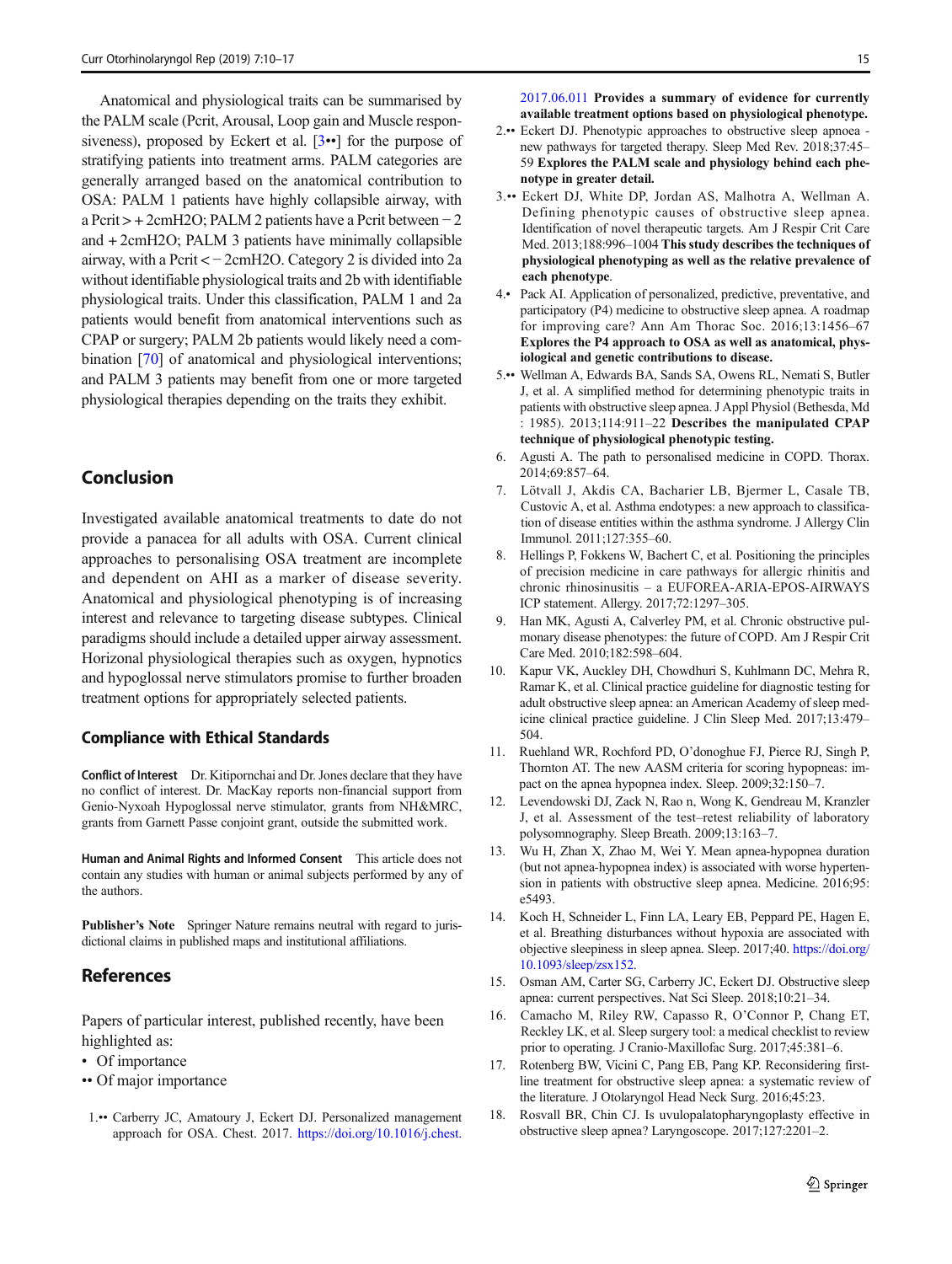Anatomical and physiological traits can be summarised by the PALM scale (Pcrit, Arousal, Loop gain and Muscle responsiveness), proposed by Eckert et al. [3••] for the purpose of stratifying patients into treatment arms. PALM categories are generally arranged based on the anatomical contribution to OSA: PALM 1 patients have highly collapsible airway, with a Pcrit > + 2cmH2O; PALM 2 patients have a Pcrit between − 2 and + 2cmH2O; PALM 3 patients have minimally collapsible airway, with a Pcrit < − 2cmH2O. Category 2 is divided into 2a without identifiable physiological traits and 2b with identifiable physiological traits. Under this classification, PALM 1 and 2a patients would benefit from anatomical interventions such as CPAP or surgery; PALM 2b patients would likely need a combination [70] of anatomical and physiological interventions; and PALM 3 patients may benefit from one or more targeted physiological therapies depending on the traits they exhibit.

## Conclusion

Investigated available anatomical treatments to date do not provide a panacea for all adults with OSA. Current clinical approaches to personalising OSA treatment are incomplete and dependent on AHI as a marker of disease severity. Anatomical and physiological phenotyping is of increasing interest and relevance to targeting disease subtypes. Clinical paradigms should include a detailed upper airway assessment. Horizonal physiological therapies such as oxygen, hypnotics and hypoglossal nerve stimulators promise to further broaden treatment options for appropriately selected patients.

### Compliance with Ethical Standards

**Conflict of Interest** Dr. Kitipornchai and Dr. Jones declare that they have no conflict of interest. Dr. MacKay reports non-financial support from Genio-Nyxoah Hypoglossal nerve stimulator, grants from NH&MRC, grants from Garnett Passe conjoint grant, outside the submitted work.

**Human and Animal Rights and Informed Consent** This article does not contain any studies with human or animal subjects performed by any of the authors.

**Publisher's Note** Springer Nature remains neutral with regard to jurisdictional claims in published maps and institutional affiliations.

## References

Papers of particular interest, published recently, have been highlighted as:

- • Of importance
- •• Of major importance

1.•• Carberry JC, Amatoury J, Eckert DJ. Personalized management approach for OSA. Chest. 2017. https://doi.org/10.1016/j.chest.2017.06.011 **Provides a summary of evidence for currently available treatment options based on physiological phenotype.**
2.•• Eckert DJ. Phenotypic approaches to obstructive sleep apnoea - new pathways for targeted therapy. Sleep Med Rev. 2018;37:45–59 **Explores the PALM scale and physiology behind each phenotype in greater detail.**
3.•• Eckert DJ, White DP, Jordan AS, Malhotra A, Wellman A. Defining phenotypic causes of obstructive sleep apnea. Identification of novel therapeutic targets. Am J Respir Crit Care Med. 2013;188:996–1004 **This study describes the techniques of physiological phenotyping as well as the relative prevalence of each phenotype**.
4.• Pack AI. Application of personalized, predictive, preventative, and participatory (P4) medicine to obstructive sleep apnea. A roadmap for improving care? Ann Am Thorac Soc. 2016;13:1456–67 **Explores the P4 approach to OSA as well as anatomical, physiological and genetic contributions to disease.**
5.•• Wellman A, Edwards BA, Sands SA, Owens RL, Nemati S, Butler J, et al. A simplified method for determining phenotypic traits in patients with obstructive sleep apnea. J Appl Physiol (Bethesda, Md : 1985). 2013;114:911–22 **Describes the manipulated CPAP technique of physiological phenotypic testing.**
6. Agusti A. The path to personalised medicine in COPD. Thorax. 2014;69:857–64.
7. Lötvall J, Akdis CA, Bacharier LB, Bjermer L, Casale TB, Custovic A, et al. Asthma endotypes: a new approach to classification of disease entities within the asthma syndrome. J Allergy Clin Immunol. 2011;127:355–60.
8. Hellings P, Fokkens W, Bachert C, et al. Positioning the principles of precision medicine in care pathways for allergic rhinitis and chronic rhinosinusitis – a EUFOREA-ARIA-EPOS-AIRWAYS ICP statement. Allergy. 2017;72:1297–305.
9. Han MK, Agusti A, Calverley PM, et al. Chronic obstructive pulmonary disease phenotypes: the future of COPD. Am J Respir Crit Care Med. 2010;182:598–604.
10. Kapur VK, Auckley DH, Chowdhuri S, Kuhlmann DC, Mehra R, Ramar K, et al. Clinical practice guideline for diagnostic testing for adult obstructive sleep apnea: an American Academy of sleep medicine clinical practice guideline. J Clin Sleep Med. 2017;13:479–504.
11. Ruehland WR, Rochford PD, O'donoghue FJ, Pierce RJ, Singh P, Thornton AT. The new AASM criteria for scoring hypopneas: impact on the apnea hypopnea index. Sleep. 2009;32:150–7.
12. Levendowski DJ, Zack N, Rao n, Wong K, Gendreau M, Kranzler J, et al. Assessment of the test–retest reliability of laboratory polysomnography. Sleep Breath. 2009;13:163–7.
13. Wu H, Zhan X, Zhao M, Wei Y. Mean apnea-hypopnea duration (but not apnea-hypopnea index) is associated with worse hypertension in patients with obstructive sleep apnea. Medicine. 2016;95:e5493.
14. Koch H, Schneider L, Finn LA, Leary EB, Peppard PE, Hagen E, et al. Breathing disturbances without hypoxia are associated with objective sleepiness in sleep apnea. Sleep. 2017;40. https://doi.org/10.1093/sleep/zsx152.
15. Osman AM, Carter SG, Carberry JC, Eckert DJ. Obstructive sleep apnea: current perspectives. Nat Sci Sleep. 2018;10:21–34.
16. Camacho M, Riley RW, Capasso R, O'Connor P, Chang ET, Reckley LK, et al. Sleep surgery tool: a medical checklist to review prior to operating. J Cranio-Maxillofac Surg. 2017;45:381–6.
17. Rotenberg BW, Vicini C, Pang EB, Pang KP. Reconsidering first-line treatment for obstructive sleep apnea: a systematic review of the literature. J Otolaryngol Head Neck Surg. 2016;45:23.
18. Rosvall BR, Chin CJ. Is uvulopalatopharyngoplasty effective in obstructive sleep apnea? Laryngoscope. 2017;127:2201–2.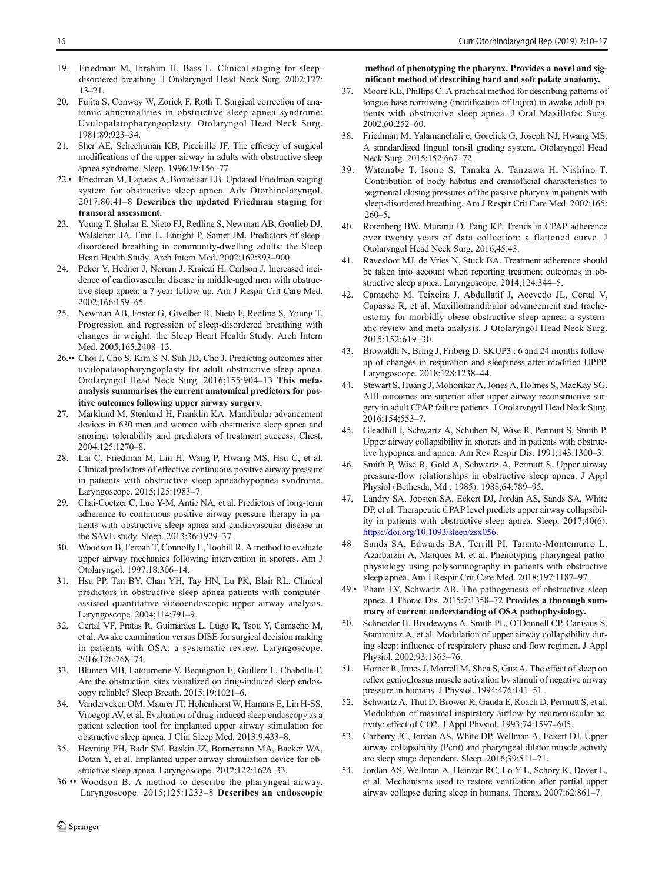19. Friedman M, Ibrahim H, Bass L. Clinical staging for sleep-disordered breathing. J Otolaryngol Head Neck Surg. 2002;127:13–21.
20. Fujita S, Conway W, Zorick F, Roth T. Surgical correction of anatomic abnormalities in obstructive sleep apnea syndrome: Uvulopalatopharyngoplasty. Otolaryngol Head Neck Surg. 1981;89:923–34.
21. Sher AE, Schechtman KB, Piccirillo JF. The efficacy of surgical modifications of the upper airway in adults with obstructive sleep apnea syndrome. Sleep. 1996;19:156–77.
22.• Friedman M, Lapatas A, Bonzelaar LB. Updated Friedman staging system for obstructive sleep apnea. Adv Otorhinolaryngol. 2017;80:41–8 **Describes the updated Friedman staging for transoral assessment.**
23. Young T, Shahar E, Nieto FJ, Redline S, Newman AB, Gottlieb DJ, Walsleben JA, Finn L, Enright P, Samet JM. Predictors of sleep-disordered breathing in community-dwelling adults: the Sleep Heart Health Study. Arch Intern Med. 2002;162:893–900
24. Peker Y, Hedner J, Norum J, Kraiczi H, Carlson J. Increased incidence of cardiovascular disease in middle-aged men with obstructive sleep apnea: a 7-year follow-up. Am J Respir Crit Care Med. 2002;166:159–65.
25. Newman AB, Foster G, Givelber R, Nieto F, Redline S, Young T. Progression and regression of sleep-disordered breathing with changes in weight: the Sleep Heart Health Study. Arch Intern Med. 2005;165:2408–13.
26.•• Choi J, Cho S, Kim S-N, Suh JD, Cho J. Predicting outcomes after uvulopalatopharyngoplasty for adult obstructive sleep apnea. Otolaryngol Head Neck Surg. 2016;155:904–13 **This meta-analysis summarises the current anatomical predictors for positive outcomes following upper airway surgery.**
27. Marklund M, Stenlund H, Franklin KA. Mandibular advancement devices in 630 men and women with obstructive sleep apnea and snoring: tolerability and predictors of treatment success. Chest. 2004;125:1270–8.
28. Lai C, Friedman M, Lin H, Wang P, Hwang MS, Hsu C, et al. Clinical predictors of effective continuous positive airway pressure in patients with obstructive sleep apnea/hypopnea syndrome. Laryngoscope. 2015;125:1983–7.
29. Chai-Coetzer C, Luo Y-M, Antic NA, et al. Predictors of long-term adherence to continuous positive airway pressure therapy in patients with obstructive sleep apnea and cardiovascular disease in the SAVE study. Sleep. 2013;36:1929–37.
30. Woodson B, Feroah T, Connolly L, Toohill R. A method to evaluate upper airway mechanics following intervention in snorers. Am J Otolaryngol. 1997;18:306–14.
31. Hsu PP, Tan BY, Chan YH, Tay HN, Lu PK, Blair RL. Clinical predictors in obstructive sleep apnea patients with computer-assisted quantitative videoendoscopic upper airway analysis. Laryngoscope. 2004;114:791–9.
32. Certal VF, Pratas R, Guimarães L, Lugo R, Tsou Y, Camacho M, et al. Awake examination versus DISE for surgical decision making in patients with OSA: a systematic review. Laryngoscope. 2016;126:768–74.
33. Blumen MB, Latournerie V, Bequignon E, Guillere L, Chabolle F. Are the obstruction sites visualized on drug-induced sleep endoscopy reliable? Sleep Breath. 2015;19:1021–6.
34. Vanderveken OM, Maurer JT, Hohenhorst W, Hamans E, Lin H-SS, Vroegop AV, et al. Evaluation of drug-induced sleep endoscopy as a patient selection tool for implanted upper airway stimulation for obstructive sleep apnea. J Clin Sleep Med. 2013;9:433–8.
35. Heyning PH, Badr SM, Baskin JZ, Bornemann MA, Backer WA, Dotan Y, et al. Implanted upper airway stimulation device for obstructive sleep apnea. Laryngoscope. 2012;122:1626–33.
36.•• Woodson B. A method to describe the pharyngeal airway. Laryngoscope. 2015;125:1233–8 **Describes an endoscopic method of phenotyping the pharynx. Provides a novel and significant method of describing hard and soft palate anatomy.**
37. Moore KE, Phillips C. A practical method for describing patterns of tongue-base narrowing (modification of Fujita) in awake adult patients with obstructive sleep apnea. J Oral Maxillofac Surg. 2002;60:252–60.
38. Friedman M, Yalamanchali e, Gorelick G, Joseph NJ, Hwang MS. A standardized lingual tonsil grading system. Otolaryngol Head Neck Surg. 2015;152:667–72.
39. Watanabe T, Isono S, Tanaka A, Tanzawa H, Nishino T. Contribution of body habitus and craniofacial characteristics to segmental closing pressures of the passive pharynx in patients with sleep-disordered breathing. Am J Respir Crit Care Med. 2002;165:260–5.
40. Rotenberg BW, Murariu D, Pang KP. Trends in CPAP adherence over twenty years of data collection: a flattened curve. J Otolaryngol Head Neck Surg. 2016;45:43.
41. Ravesloot MJ, de Vries N, Stuck BA. Treatment adherence should be taken into account when reporting treatment outcomes in obstructive sleep apnea. Laryngoscope. 2014;124:344–5.
42. Camacho M, Teixeira J, Abdullatif J, Acevedo JL, Certal V, Capasso R, et al. Maxillomandibular advancement and tracheostomy for morbidly obese obstructive sleep apnea: a systematic review and meta-analysis. J Otolaryngol Head Neck Surg. 2015;152:619–30.
43. Browaldh N, Bring J, Friberg D. SKUP3 : 6 and 24 months follow-up of changes in respiration and sleepiness after modified UPPP. Laryngoscope. 2018;128:1238–44.
44. Stewart S, Huang J, Mohorikar A, Jones A, Holmes S, MacKay SG. AHI outcomes are superior after upper airway reconstructive surgery in adult CPAP failure patients. J Otolaryngol Head Neck Surg. 2016;154:553–7.
45. Gleadhill I, Schwartz A, Schubert N, Wise R, Permutt S, Smith P. Upper airway collapsibility in snorers and in patients with obstructive hypopnea and apnea. Am Rev Respir Dis. 1991;143:1300–3.
46. Smith P, Wise R, Gold A, Schwartz A, Permutt S. Upper airway pressure-flow relationships in obstructive sleep apnea. J Appl Physiol (Bethesda, Md : 1985). 1988;64:789–95.
47. Landry SA, Joosten SA, Eckert DJ, Jordan AS, Sands SA, White DP, et al. Therapeutic CPAP level predicts upper airway collapsibility in patients with obstructive sleep apnea. Sleep. 2017;40(6). https://doi.org/10.1093/sleep/zsx056.
48. Sands SA, Edwards BA, Terrill PI, Taranto-Montemurro L, Azarbarzin A, Marques M, et al. Phenotyping pharyngeal pathophysiology using polysomnography in patients with obstructive sleep apnea. Am J Respir Crit Care Med. 2018;197:1187–97.
49.• Pham LV, Schwartz AR. The pathogenesis of obstructive sleep apnea. J Thorac Dis. 2015;7:1358–72 **Provides a thorough summary of current understanding of OSA pathophysiology.**
50. Schneider H, Boudewyns A, Smith PL, O'Donnell CP, Canisius S, Stammnitz A, et al. Modulation of upper airway collapsibility during sleep: influence of respiratory phase and flow regimen. J Appl Physiol. 2002;93:1365–76.
51. Horner R, Innes J, Morrell M, Shea S, Guz A. The effect of sleep on reflex genioglossus muscle activation by stimuli of negative airway pressure in humans. J Physiol. 1994;476:141–51.
52. Schwartz A, Thut D, Brower R, Gauda E, Roach D, Permutt S, et al. Modulation of maximal inspiratory airflow by neuromuscular activity: effect of CO2. J Appl Physiol. 1993;74:1597–605.
53. Carberry JC, Jordan AS, White DP, Wellman A, Eckert DJ. Upper airway collapsibility (Pcrit) and pharyngeal dilator muscle activity are sleep stage dependent. Sleep. 2016;39:511–21.
54. Jordan AS, Wellman A, Heinzer RC, Lo Y-L, Schory K, Dover L, et al. Mechanisms used to restore ventilation after partial upper airway collapse during sleep in humans. Thorax. 2007;62:861–7.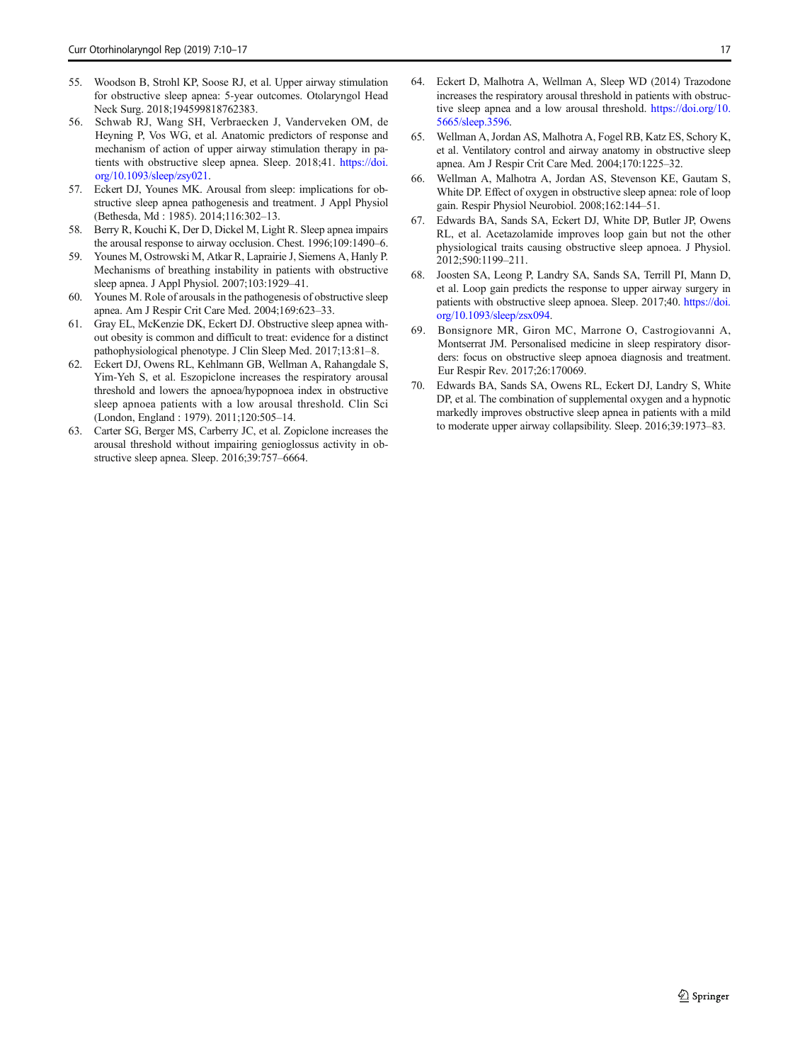55. Woodson B, Strohl KP, Soose RJ, et al. Upper airway stimulation for obstructive sleep apnea: 5-year outcomes. Otolaryngol Head Neck Surg. 2018;194599818762383.
56. Schwab RJ, Wang SH, Verbraecken J, Vanderveken OM, de Heyning P, Vos WG, et al. Anatomic predictors of response and mechanism of action of upper airway stimulation therapy in patients with obstructive sleep apnea. Sleep. 2018;41. https://doi.org/10.1093/sleep/zsy021.
57. Eckert DJ, Younes MK. Arousal from sleep: implications for obstructive sleep apnea pathogenesis and treatment. J Appl Physiol (Bethesda, Md : 1985). 2014;116:302–13.
58. Berry R, Kouchi K, Der D, Dickel M, Light R. Sleep apnea impairs the arousal response to airway occlusion. Chest. 1996;109:1490–6.
59. Younes M, Ostrowski M, Atkar R, Laprairie J, Siemens A, Hanly P. Mechanisms of breathing instability in patients with obstructive sleep apnea. J Appl Physiol. 2007;103:1929–41.
60. Younes M. Role of arousals in the pathogenesis of obstructive sleep apnea. Am J Respir Crit Care Med. 2004;169:623–33.
61. Gray EL, McKenzie DK, Eckert DJ. Obstructive sleep apnea without obesity is common and difficult to treat: evidence for a distinct pathophysiological phenotype. J Clin Sleep Med. 2017;13:81–8.
62. Eckert DJ, Owens RL, Kehlmann GB, Wellman A, Rahangdale S, Yim-Yeh S, et al. Eszopiclone increases the respiratory arousal threshold and lowers the apnoea/hypopnoea index in obstructive sleep apnoea patients with a low arousal threshold. Clin Sci (London, England : 1979). 2011;120:505–14.
63. Carter SG, Berger MS, Carberry JC, et al. Zopiclone increases the arousal threshold without impairing genioglossus activity in obstructive sleep apnea. Sleep. 2016;39:757–6664.
64. Eckert D, Malhotra A, Wellman A, Sleep WD (2014) Trazodone increases the respiratory arousal threshold in patients with obstructive sleep apnea and a low arousal threshold. https://doi.org/10.5665/sleep.3596.
65. Wellman A, Jordan AS, Malhotra A, Fogel RB, Katz ES, Schory K, et al. Ventilatory control and airway anatomy in obstructive sleep apnea. Am J Respir Crit Care Med. 2004;170:1225–32.
66. Wellman A, Malhotra A, Jordan AS, Stevenson KE, Gautam S, White DP. Effect of oxygen in obstructive sleep apnea: role of loop gain. Respir Physiol Neurobiol. 2008;162:144–51.
67. Edwards BA, Sands SA, Eckert DJ, White DP, Butler JP, Owens RL, et al. Acetazolamide improves loop gain but not the other physiological traits causing obstructive sleep apnoea. J Physiol. 2012;590:1199–211.
68. Joosten SA, Leong P, Landry SA, Sands SA, Terrill PI, Mann D, et al. Loop gain predicts the response to upper airway surgery in patients with obstructive sleep apnoea. Sleep. 2017;40. https://doi.org/10.1093/sleep/zsx094.
69. Bonsignore MR, Giron MC, Marrone O, Castrogiovanni A, Montserrat JM. Personalised medicine in sleep respiratory disorders: focus on obstructive sleep apnoea diagnosis and treatment. Eur Respir Rev. 2017;26:170069.
70. Edwards BA, Sands SA, Owens RL, Eckert DJ, Landry S, White DP, et al. The combination of supplemental oxygen and a hypnotic markedly improves obstructive sleep apnea in patients with a mild to moderate upper airway collapsibility. Sleep. 2016;39:1973–83.